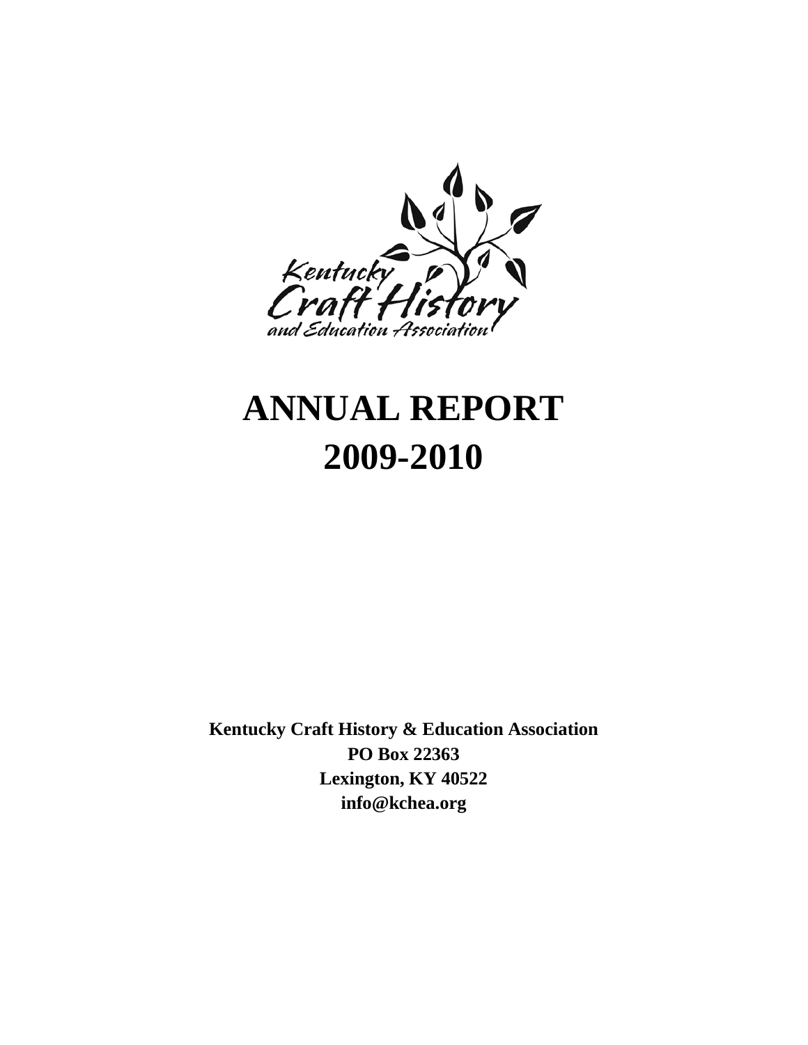# ANNUAL REPORT 2009-2010

**Kentucky Craft History & Education Association**
**PO Box 22363**
**Lexington, KY 40522**
**info@kchea.org**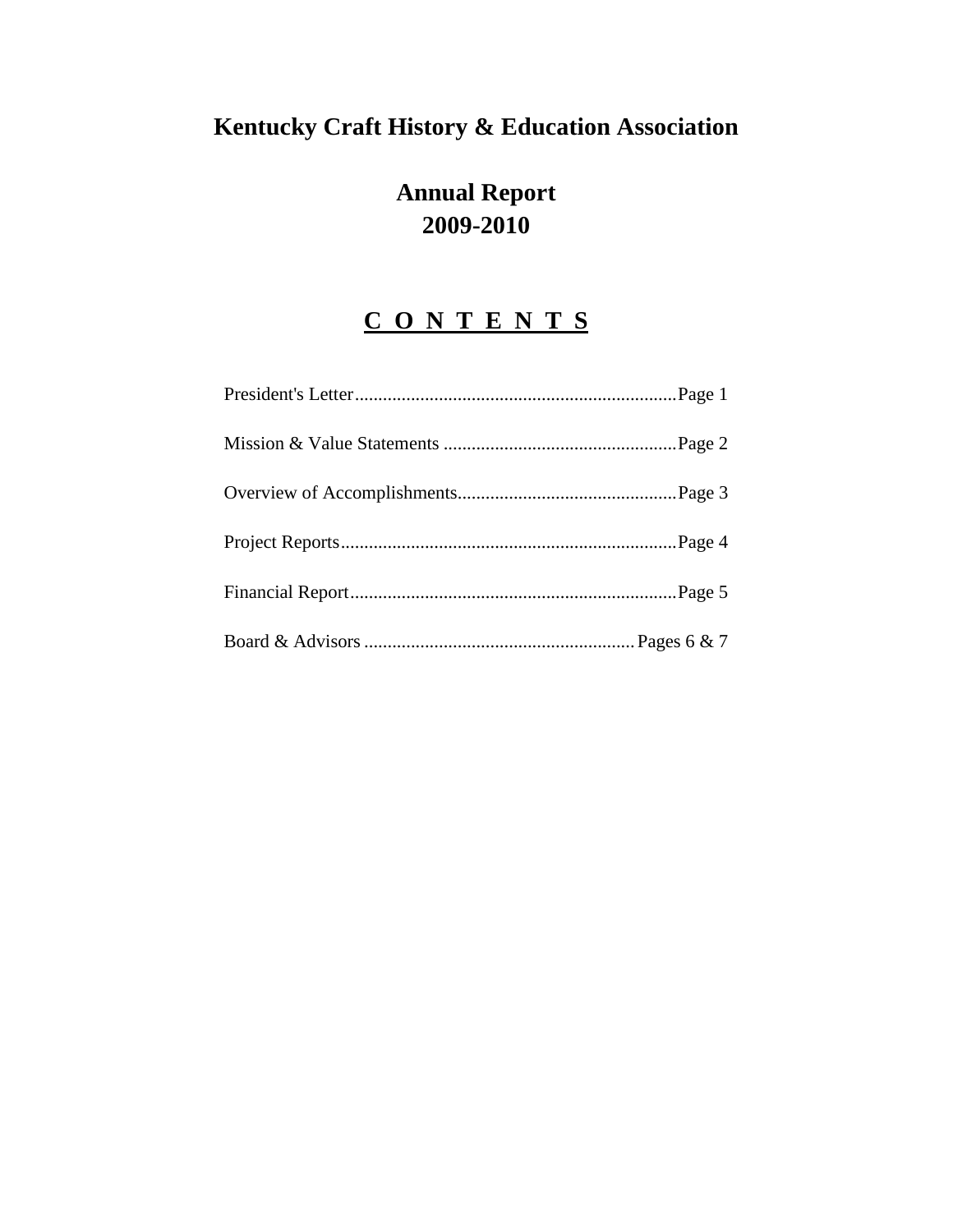# Kentucky Craft History & Education Association

## Annual Report
## 2009-2010

## C O N T E N T S

President's Letter..................................................................... Page 1

Mission & Value Statements .................................................. Page 2

Overview of Accomplishments............................................... Page 3

Project Reports........................................................................ Page 4

Financial Report...................................................................... Page 5

Board & Advisors .......................................................... Pages 6 & 7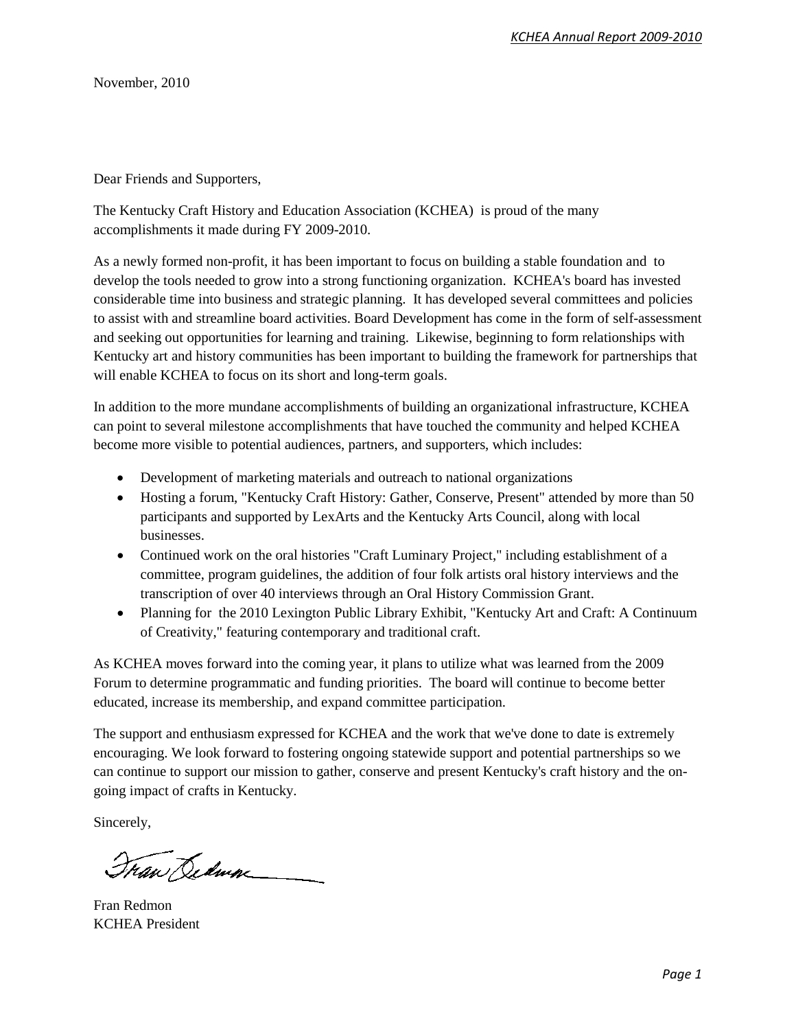November, 2010

Dear Friends and Supporters,

The Kentucky Craft History and Education Association (KCHEA) is proud of the many accomplishments it made during FY 2009-2010.

As a newly formed non-profit, it has been important to focus on building a stable foundation and to develop the tools needed to grow into a strong functioning organization. KCHEA's board has invested considerable time into business and strategic planning. It has developed several committees and policies to assist with and streamline board activities. Board Development has come in the form of self-assessment and seeking out opportunities for learning and training. Likewise, beginning to form relationships with Kentucky art and history communities has been important to building the framework for partnerships that will enable KCHEA to focus on its short and long-term goals.

In addition to the more mundane accomplishments of building an organizational infrastructure, KCHEA can point to several milestone accomplishments that have touched the community and helped KCHEA become more visible to potential audiences, partners, and supporters, which includes:

- Development of marketing materials and outreach to national organizations
- Hosting a forum, "Kentucky Craft History: Gather, Conserve, Present" attended by more than 50 participants and supported by LexArts and the Kentucky Arts Council, along with local businesses.
- Continued work on the oral histories "Craft Luminary Project," including establishment of a committee, program guidelines, the addition of four folk artists oral history interviews and the transcription of over 40 interviews through an Oral History Commission Grant.
- Planning for the 2010 Lexington Public Library Exhibit, "Kentucky Art and Craft: A Continuum of Creativity," featuring contemporary and traditional craft.

As KCHEA moves forward into the coming year, it plans to utilize what was learned from the 2009 Forum to determine programmatic and funding priorities. The board will continue to become better educated, increase its membership, and expand committee participation.

The support and enthusiasm expressed for KCHEA and the work that we've done to date is extremely encouraging. We look forward to fostering ongoing statewide support and potential partnerships so we can continue to support our mission to gather, conserve and present Kentucky's craft history and the on-going impact of crafts in Kentucky.

Sincerely,

Fran Redmon
KCHEA President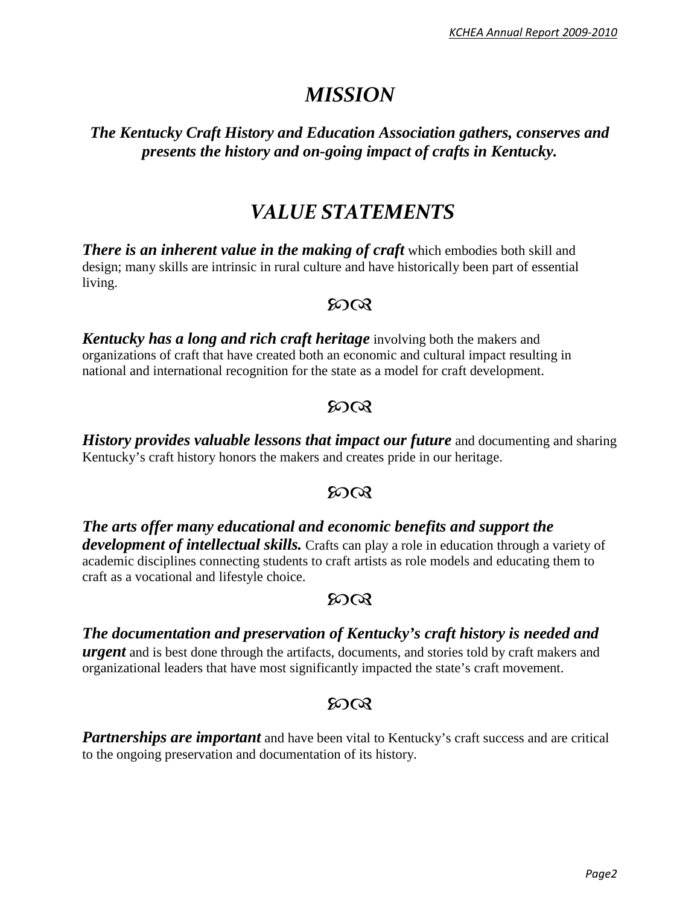# *MISSION*

***The Kentucky Craft History and Education Association gathers, conserves and presents the history and on-going impact of crafts in Kentucky.***

# *VALUE STATEMENTS*

***There is an inherent value in the making of craft*** which embodies both skill and design; many skills are intrinsic in rural culture and have historically been part of essential living.

℘ℛ

***Kentucky has a long and rich craft heritage*** involving both the makers and organizations of craft that have created both an economic and cultural impact resulting in national and international recognition for the state as a model for craft development.

℘ℛ

***History provides valuable lessons that impact our future*** and documenting and sharing Kentucky's craft history honors the makers and creates pride in our heritage.

℘ℛ

***The arts offer many educational and economic benefits and support the development of intellectual skills.*** Crafts can play a role in education through a variety of academic disciplines connecting students to craft artists as role models and educating them to craft as a vocational and lifestyle choice.

℘ℛ

***The documentation and preservation of Kentucky's craft history is needed and urgent*** and is best done through the artifacts, documents, and stories told by craft makers and organizational leaders that have most significantly impacted the state's craft movement.

℘ℛ

***Partnerships are important*** and have been vital to Kentucky's craft success and are critical to the ongoing preservation and documentation of its history.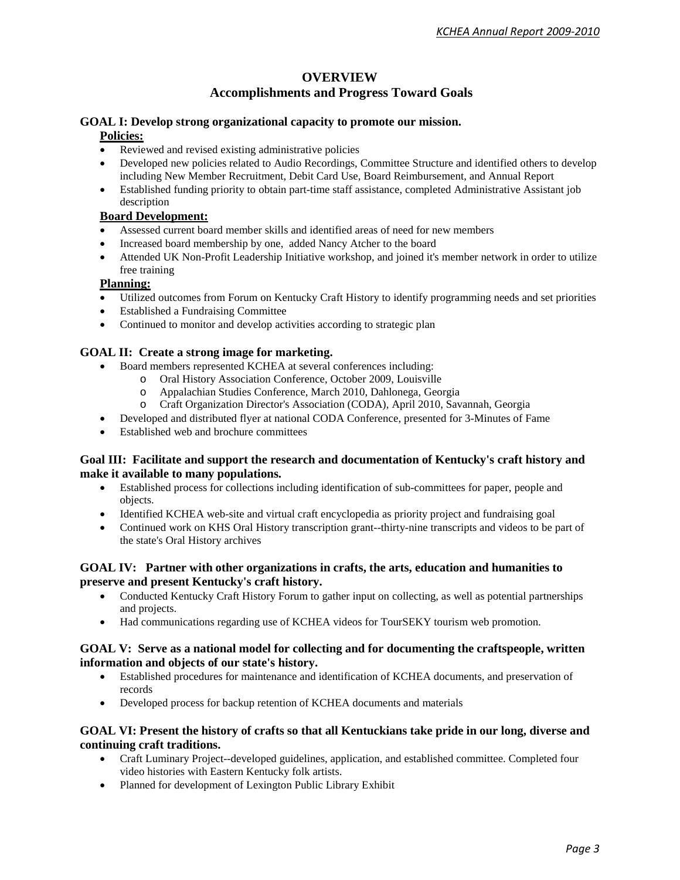# OVERVIEW

## Accomplishments and Progress Toward Goals

### GOAL I: Develop strong organizational capacity to promote our mission.

**Policies:**

- Reviewed and revised existing administrative policies
- Developed new policies related to Audio Recordings, Committee Structure and identified others to develop including New Member Recruitment, Debit Card Use, Board Reimbursement, and Annual Report
- Established funding priority to obtain part-time staff assistance, completed Administrative Assistant job description

**Board Development:**

- Assessed current board member skills and identified areas of need for new members
- Increased board membership by one, added Nancy Atcher to the board
- Attended UK Non-Profit Leadership Initiative workshop, and joined it's member network in order to utilize free training

**Planning:**

- Utilized outcomes from Forum on Kentucky Craft History to identify programming needs and set priorities
- Established a Fundraising Committee
- Continued to monitor and develop activities according to strategic plan

### GOAL II: Create a strong image for marketing.

- Board members represented KCHEA at several conferences including:
  - Oral History Association Conference, October 2009, Louisville
  - Appalachian Studies Conference, March 2010, Dahlonega, Georgia
  - Craft Organization Director's Association (CODA), April 2010, Savannah, Georgia
- Developed and distributed flyer at national CODA Conference, presented for 3-Minutes of Fame
- Established web and brochure committees

### Goal III: Facilitate and support the research and documentation of Kentucky's craft history and make it available to many populations.

- Established process for collections including identification of sub-committees for paper, people and objects.
- Identified KCHEA web-site and virtual craft encyclopedia as priority project and fundraising goal
- Continued work on KHS Oral History transcription grant--thirty-nine transcripts and videos to be part of the state's Oral History archives

### GOAL IV: Partner with other organizations in crafts, the arts, education and humanities to preserve and present Kentucky's craft history.

- Conducted Kentucky Craft History Forum to gather input on collecting, as well as potential partnerships and projects.
- Had communications regarding use of KCHEA videos for TourSEKY tourism web promotion.

### GOAL V: Serve as a national model for collecting and for documenting the craftspeople, written information and objects of our state's history.

- Established procedures for maintenance and identification of KCHEA documents, and preservation of records
- Developed process for backup retention of KCHEA documents and materials

### GOAL VI: Present the history of crafts so that all Kentuckians take pride in our long, diverse and continuing craft traditions.

- Craft Luminary Project--developed guidelines, application, and established committee. Completed four video histories with Eastern Kentucky folk artists.
- Planned for development of Lexington Public Library Exhibit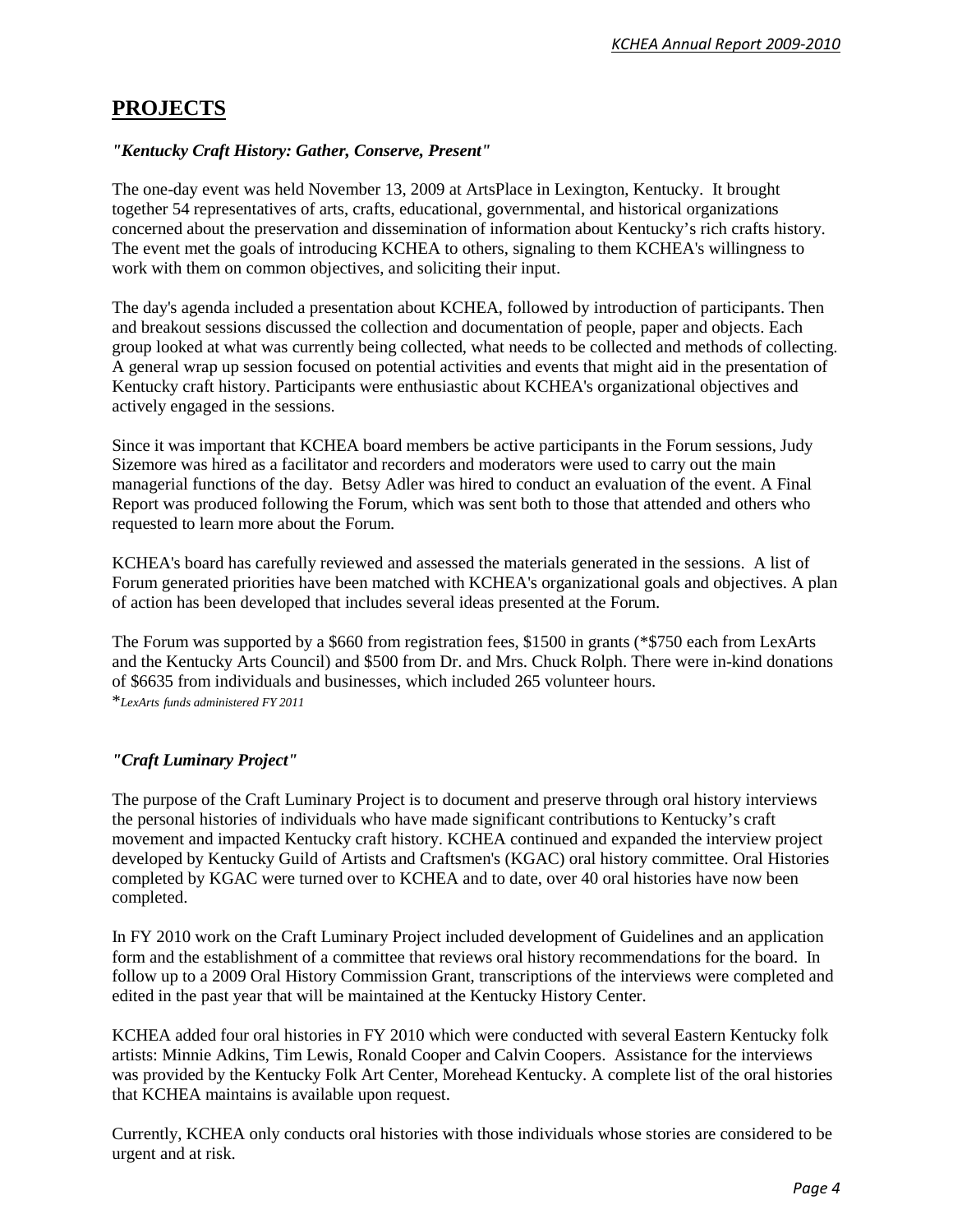## PROJECTS

***"Kentucky Craft History: Gather, Conserve, Present"***

The one-day event was held November 13, 2009 at ArtsPlace in Lexington, Kentucky. It brought together 54 representatives of arts, crafts, educational, governmental, and historical organizations concerned about the preservation and dissemination of information about Kentucky's rich crafts history. The event met the goals of introducing KCHEA to others, signaling to them KCHEA's willingness to work with them on common objectives, and soliciting their input.

The day's agenda included a presentation about KCHEA, followed by introduction of participants. Then and breakout sessions discussed the collection and documentation of people, paper and objects. Each group looked at what was currently being collected, what needs to be collected and methods of collecting. A general wrap up session focused on potential activities and events that might aid in the presentation of Kentucky craft history. Participants were enthusiastic about KCHEA's organizational objectives and actively engaged in the sessions.

Since it was important that KCHEA board members be active participants in the Forum sessions, Judy Sizemore was hired as a facilitator and recorders and moderators were used to carry out the main managerial functions of the day. Betsy Adler was hired to conduct an evaluation of the event. A Final Report was produced following the Forum, which was sent both to those that attended and others who requested to learn more about the Forum.

KCHEA's board has carefully reviewed and assessed the materials generated in the sessions. A list of Forum generated priorities have been matched with KCHEA's organizational goals and objectives. A plan of action has been developed that includes several ideas presented at the Forum.

The Forum was supported by a $660 from registration fees, $1500 in grants (*$750 each from LexArts and the Kentucky Arts Council) and $500 from Dr. and Mrs. Chuck Rolph. There were in-kind donations of $6635 from individuals and businesses, which included 265 volunteer hours.

**LexArts funds administered FY 2011*

***"Craft Luminary Project"***

The purpose of the Craft Luminary Project is to document and preserve through oral history interviews the personal histories of individuals who have made significant contributions to Kentucky's craft movement and impacted Kentucky craft history. KCHEA continued and expanded the interview project developed by Kentucky Guild of Artists and Craftsmen's (KGAC) oral history committee. Oral Histories completed by KGAC were turned over to KCHEA and to date, over 40 oral histories have now been completed.

In FY 2010 work on the Craft Luminary Project included development of Guidelines and an application form and the establishment of a committee that reviews oral history recommendations for the board. In follow up to a 2009 Oral History Commission Grant, transcriptions of the interviews were completed and edited in the past year that will be maintained at the Kentucky History Center.

KCHEA added four oral histories in FY 2010 which were conducted with several Eastern Kentucky folk artists: Minnie Adkins, Tim Lewis, Ronald Cooper and Calvin Coopers. Assistance for the interviews was provided by the Kentucky Folk Art Center, Morehead Kentucky. A complete list of the oral histories that KCHEA maintains is available upon request.

Currently, KCHEA only conducts oral histories with those individuals whose stories are considered to be urgent and at risk.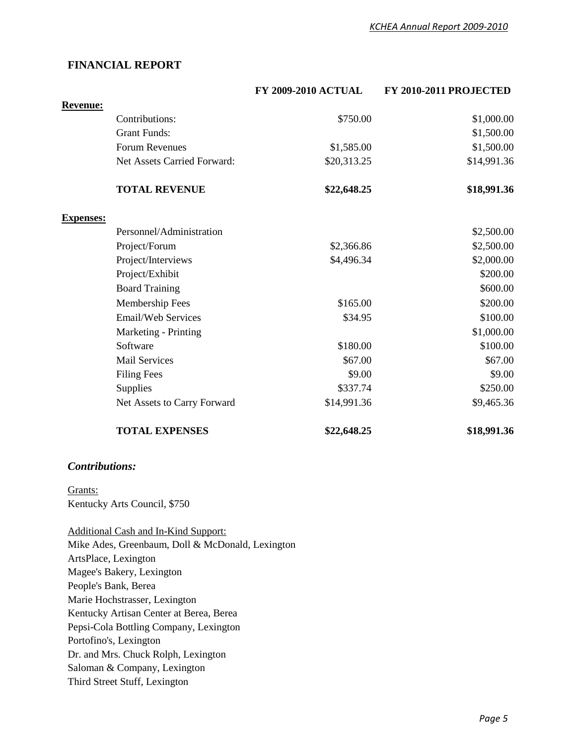## FINANCIAL REPORT

| | | FY 2009-2010 ACTUAL | FY 2010-2011 PROJECTED |
|---|---|---|---|
| **Revenue:** | | | |
| | Contributions: | $750.00 | $1,000.00 |
| | Grant Funds: | | $1,500.00 |
| | Forum Revenues | $1,585.00 | $1,500.00 |
| | Net Assets Carried Forward: | $20,313.25 | $14,991.36 |
| | **TOTAL REVENUE** | **$22,648.25** | **$18,991.36** |
| **Expenses:** | | | |
| | Personnel/Administration | | $2,500.00 |
| | Project/Forum | $2,366.86 | $2,500.00 |
| | Project/Interviews | $4,496.34 | $2,000.00 |
| | Project/Exhibit | | $200.00 |
| | Board Training | | $600.00 |
| | Membership Fees | $165.00 | $200.00 |
| | Email/Web Services | $34.95 | $100.00 |
| | Marketing - Printing | | $1,000.00 |
| | Software | $180.00 | $100.00 |
| | Mail Services | $67.00 | $67.00 |
| | Filing Fees | $9.00 | $9.00 |
| | Supplies | $337.74 | $250.00 |
| | Net Assets to Carry Forward | $14,991.36 | $9,465.36 |
| | **TOTAL EXPENSES** | **$22,648.25** | **$18,991.36** |

### *Contributions:*

Grants:
Kentucky Arts Council, $750

Additional Cash and In-Kind Support:
Mike Ades, Greenbaum, Doll & McDonald, Lexington
ArtsPlace, Lexington
Magee's Bakery, Lexington
People's Bank, Berea
Marie Hochstrasser, Lexington
Kentucky Artisan Center at Berea, Berea
Pepsi-Cola Bottling Company, Lexington
Portofino's, Lexington
Dr. and Mrs. Chuck Rolph, Lexington
Saloman & Company, Lexington
Third Street Stuff, Lexington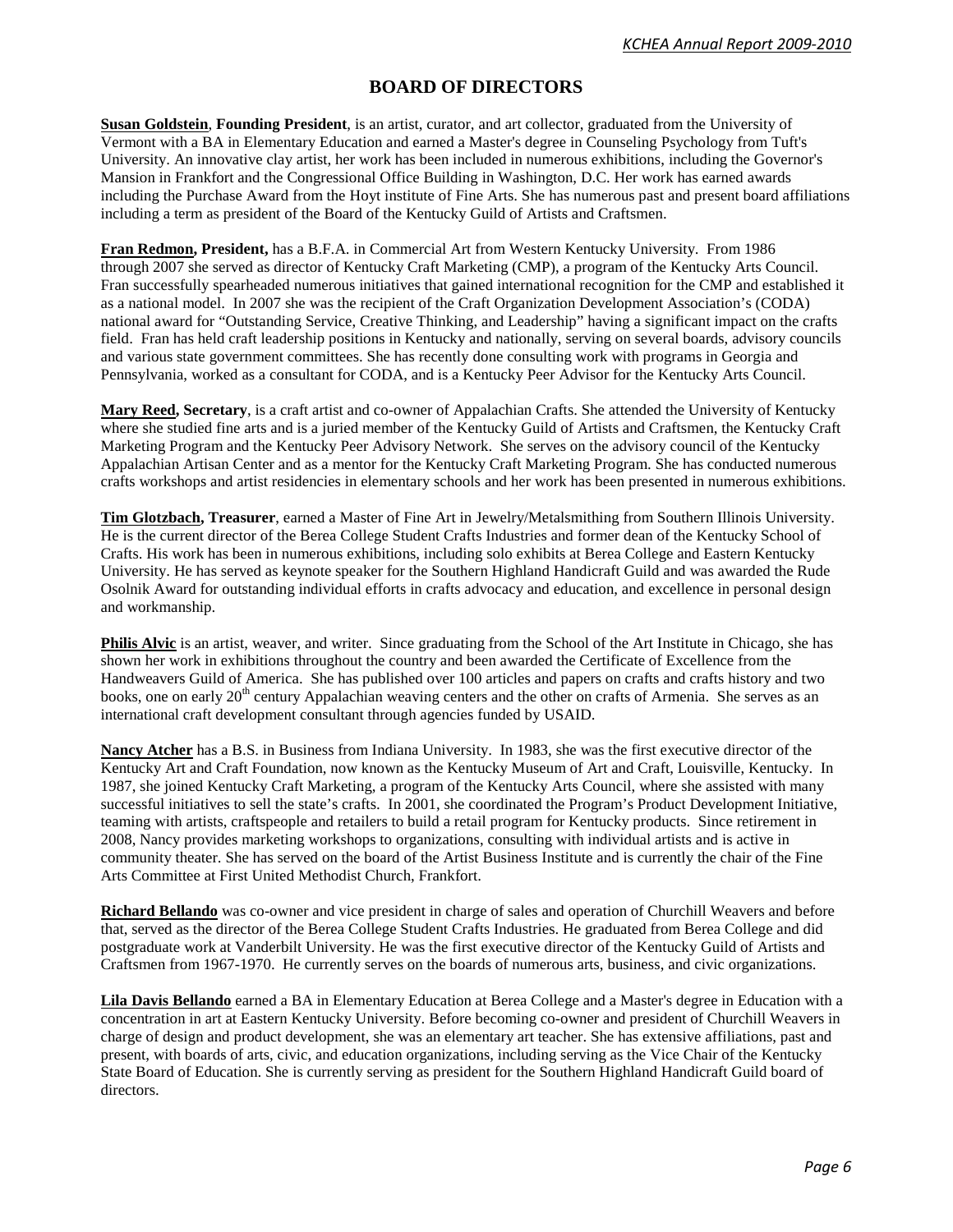## BOARD OF DIRECTORS

**Susan Goldstein**, **Founding President**, is an artist, curator, and art collector, graduated from the University of Vermont with a BA in Elementary Education and earned a Master's degree in Counseling Psychology from Tuft's University. An innovative clay artist, her work has been included in numerous exhibitions, including the Governor's Mansion in Frankfort and the Congressional Office Building in Washington, D.C. Her work has earned awards including the Purchase Award from the Hoyt institute of Fine Arts. She has numerous past and present board affiliations including a term as president of the Board of the Kentucky Guild of Artists and Craftsmen.

**Fran Redmon, President,** has a B.F.A. in Commercial Art from Western Kentucky University. From 1986 through 2007 she served as director of Kentucky Craft Marketing (CMP), a program of the Kentucky Arts Council. Fran successfully spearheaded numerous initiatives that gained international recognition for the CMP and established it as a national model. In 2007 she was the recipient of the Craft Organization Development Association's (CODA) national award for "Outstanding Service, Creative Thinking, and Leadership" having a significant impact on the crafts field. Fran has held craft leadership positions in Kentucky and nationally, serving on several boards, advisory councils and various state government committees. She has recently done consulting work with programs in Georgia and Pennsylvania, worked as a consultant for CODA, and is a Kentucky Peer Advisor for the Kentucky Arts Council.

**Mary Reed, Secretary**, is a craft artist and co-owner of Appalachian Crafts. She attended the University of Kentucky where she studied fine arts and is a juried member of the Kentucky Guild of Artists and Craftsmen, the Kentucky Craft Marketing Program and the Kentucky Peer Advisory Network. She serves on the advisory council of the Kentucky Appalachian Artisan Center and as a mentor for the Kentucky Craft Marketing Program. She has conducted numerous crafts workshops and artist residencies in elementary schools and her work has been presented in numerous exhibitions.

**Tim Glotzbach, Treasurer**, earned a Master of Fine Art in Jewelry/Metalsmithing from Southern Illinois University. He is the current director of the Berea College Student Crafts Industries and former dean of the Kentucky School of Crafts. His work has been in numerous exhibitions, including solo exhibits at Berea College and Eastern Kentucky University. He has served as keynote speaker for the Southern Highland Handicraft Guild and was awarded the Rude Osolnik Award for outstanding individual efforts in crafts advocacy and education, and excellence in personal design and workmanship.

**Philis Alvic** is an artist, weaver, and writer. Since graduating from the School of the Art Institute in Chicago, she has shown her work in exhibitions throughout the country and been awarded the Certificate of Excellence from the Handweavers Guild of America. She has published over 100 articles and papers on crafts and crafts history and two books, one on early 20th century Appalachian weaving centers and the other on crafts of Armenia. She serves as an international craft development consultant through agencies funded by USAID.

**Nancy Atcher** has a B.S. in Business from Indiana University. In 1983, she was the first executive director of the Kentucky Art and Craft Foundation, now known as the Kentucky Museum of Art and Craft, Louisville, Kentucky. In 1987, she joined Kentucky Craft Marketing, a program of the Kentucky Arts Council, where she assisted with many successful initiatives to sell the state's crafts. In 2001, she coordinated the Program's Product Development Initiative, teaming with artists, craftspeople and retailers to build a retail program for Kentucky products. Since retirement in 2008, Nancy provides marketing workshops to organizations, consulting with individual artists and is active in community theater. She has served on the board of the Artist Business Institute and is currently the chair of the Fine Arts Committee at First United Methodist Church, Frankfort.

**Richard Bellando** was co-owner and vice president in charge of sales and operation of Churchill Weavers and before that, served as the director of the Berea College Student Crafts Industries. He graduated from Berea College and did postgraduate work at Vanderbilt University. He was the first executive director of the Kentucky Guild of Artists and Craftsmen from 1967-1970. He currently serves on the boards of numerous arts, business, and civic organizations.

**Lila Davis Bellando** earned a BA in Elementary Education at Berea College and a Master's degree in Education with a concentration in art at Eastern Kentucky University. Before becoming co-owner and president of Churchill Weavers in charge of design and product development, she was an elementary art teacher. She has extensive affiliations, past and present, with boards of arts, civic, and education organizations, including serving as the Vice Chair of the Kentucky State Board of Education. She is currently serving as president for the Southern Highland Handicraft Guild board of directors.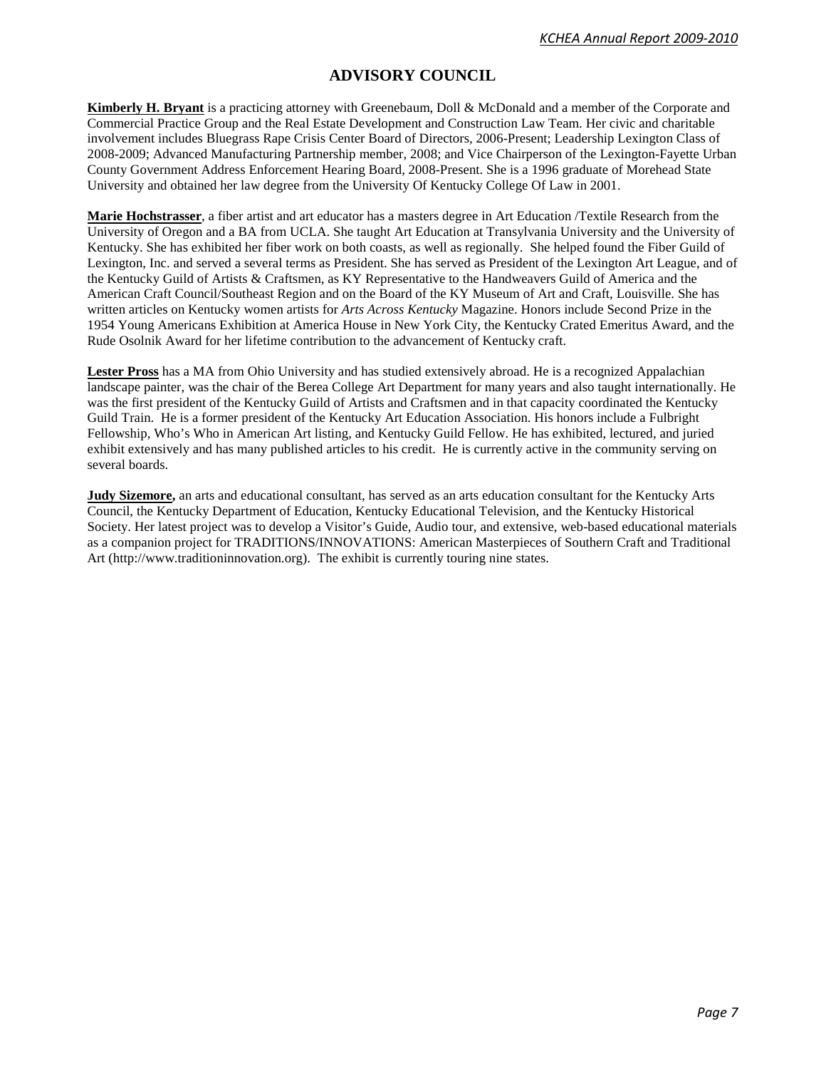## ADVISORY COUNCIL

**Kimberly H. Bryant** is a practicing attorney with Greenebaum, Doll & McDonald and a member of the Corporate and Commercial Practice Group and the Real Estate Development and Construction Law Team. Her civic and charitable involvement includes Bluegrass Rape Crisis Center Board of Directors, 2006-Present; Leadership Lexington Class of 2008-2009; Advanced Manufacturing Partnership member, 2008; and Vice Chairperson of the Lexington-Fayette Urban County Government Address Enforcement Hearing Board, 2008-Present. She is a 1996 graduate of Morehead State University and obtained her law degree from the University Of Kentucky College Of Law in 2001.

**Marie Hochstrasser**, a fiber artist and art educator has a masters degree in Art Education /Textile Research from the University of Oregon and a BA from UCLA. She taught Art Education at Transylvania University and the University of Kentucky. She has exhibited her fiber work on both coasts, as well as regionally. She helped found the Fiber Guild of Lexington, Inc. and served a several terms as President. She has served as President of the Lexington Art League, and of the Kentucky Guild of Artists & Craftsmen, as KY Representative to the Handweavers Guild of America and the American Craft Council/Southeast Region and on the Board of the KY Museum of Art and Craft, Louisville. She has written articles on Kentucky women artists for *Arts Across Kentucky* Magazine. Honors include Second Prize in the 1954 Young Americans Exhibition at America House in New York City, the Kentucky Crated Emeritus Award, and the Rude Osolnik Award for her lifetime contribution to the advancement of Kentucky craft.

**Lester Pross** has a MA from Ohio University and has studied extensively abroad. He is a recognized Appalachian landscape painter, was the chair of the Berea College Art Department for many years and also taught internationally. He was the first president of the Kentucky Guild of Artists and Craftsmen and in that capacity coordinated the Kentucky Guild Train. He is a former president of the Kentucky Art Education Association. His honors include a Fulbright Fellowship, Who's Who in American Art listing, and Kentucky Guild Fellow. He has exhibited, lectured, and juried exhibit extensively and has many published articles to his credit. He is currently active in the community serving on several boards.

**Judy Sizemore,** an arts and educational consultant, has served as an arts education consultant for the Kentucky Arts Council, the Kentucky Department of Education, Kentucky Educational Television, and the Kentucky Historical Society. Her latest project was to develop a Visitor's Guide, Audio tour, and extensive, web-based educational materials as a companion project for TRADITIONS/INNOVATIONS: American Masterpieces of Southern Craft and Traditional Art (http://www.traditioninnovation.org). The exhibit is currently touring nine states.